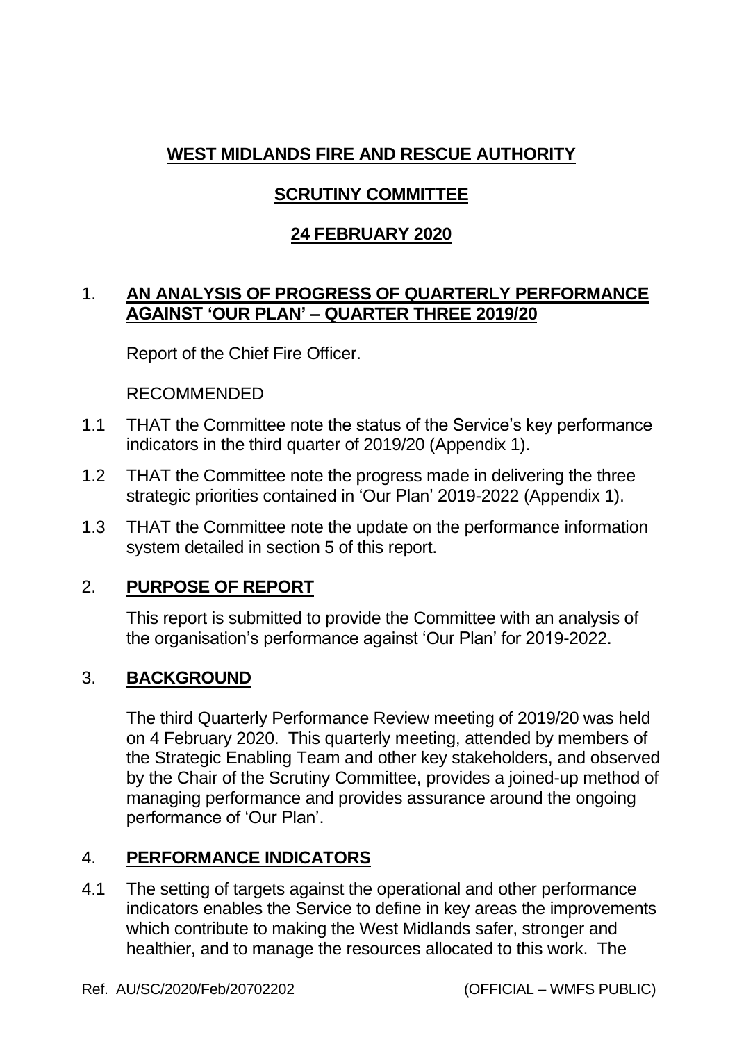# WEST MIDLANDS FIRE AND RESCUE AUTHORITY

## SCRUTINY COMMITTEE

## 24 FEBRUARY 2020

## 1. AN ANALYSIS OF PROGRESS OF QUARTERLY PERFORMANCE AGAINST 'OUR PLAN' – QUARTER THREE 2019/20

Report of the Chief Fire Officer.

RECOMMENDED

1.1 THAT the Committee note the status of the Service's key performance indicators in the third quarter of 2019/20 (Appendix 1).

1.2 THAT the Committee note the progress made in delivering the three strategic priorities contained in 'Our Plan' 2019-2022 (Appendix 1).

1.3 THAT the Committee note the update on the performance information system detailed in section 5 of this report.

## 2. PURPOSE OF REPORT

This report is submitted to provide the Committee with an analysis of the organisation's performance against 'Our Plan' for 2019-2022.

## 3. BACKGROUND

The third Quarterly Performance Review meeting of 2019/20 was held on 4 February 2020. This quarterly meeting, attended by members of the Strategic Enabling Team and other key stakeholders, and observed by the Chair of the Scrutiny Committee, provides a joined-up method of managing performance and provides assurance around the ongoing performance of 'Our Plan'.

## 4. PERFORMANCE INDICATORS

4.1 The setting of targets against the operational and other performance indicators enables the Service to define in key areas the improvements which contribute to making the West Midlands safer, stronger and healthier, and to manage the resources allocated to this work. The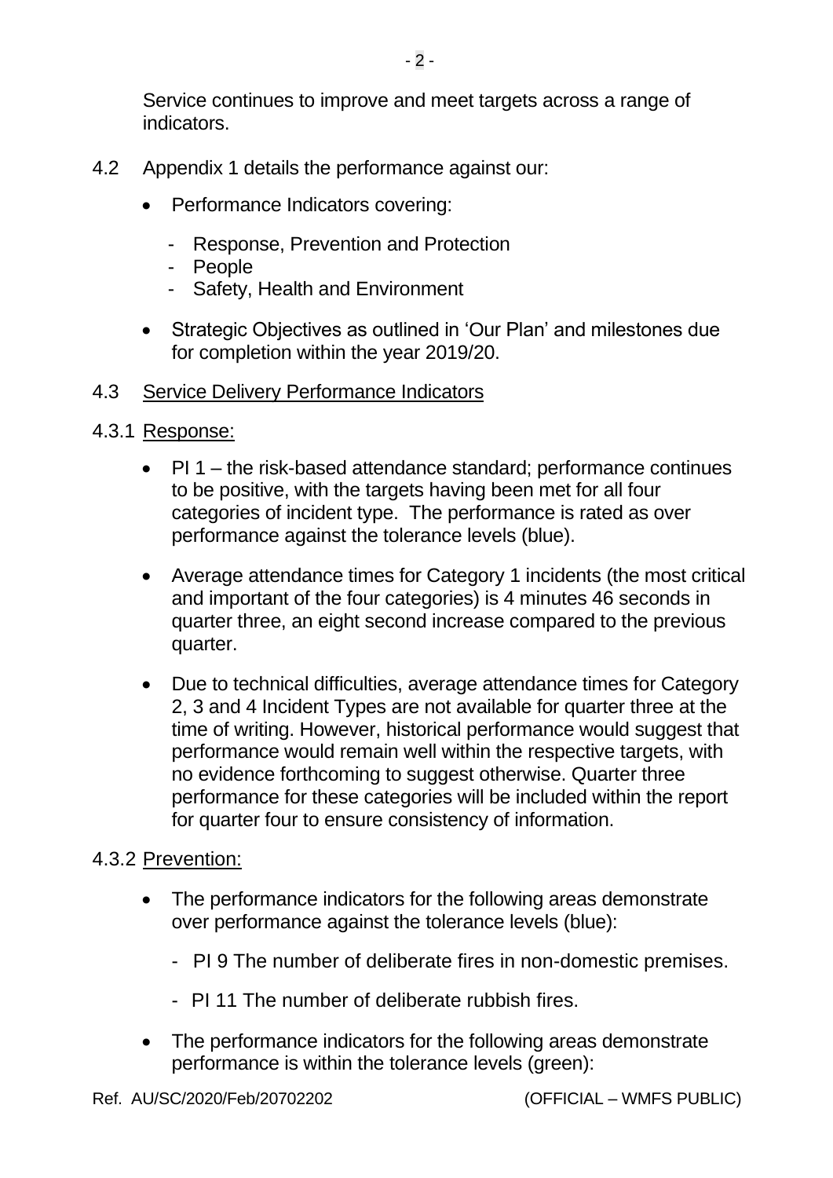Service continues to improve and meet targets across a range of indicators.

4.2 Appendix 1 details the performance against our:

- Performance Indicators covering:
  - Response, Prevention and Protection
  - People
  - Safety, Health and Environment
- Strategic Objectives as outlined in 'Our Plan' and milestones due for completion within the year 2019/20.

4.3 Service Delivery Performance Indicators

4.3.1 Response:

- PI 1 – the risk-based attendance standard; performance continues to be positive, with the targets having been met for all four categories of incident type. The performance is rated as over performance against the tolerance levels (blue).
- Average attendance times for Category 1 incidents (the most critical and important of the four categories) is 4 minutes 46 seconds in quarter three, an eight second increase compared to the previous quarter.
- Due to technical difficulties, average attendance times for Category 2, 3 and 4 Incident Types are not available for quarter three at the time of writing. However, historical performance would suggest that performance would remain well within the respective targets, with no evidence forthcoming to suggest otherwise. Quarter three performance for these categories will be included within the report for quarter four to ensure consistency of information.

4.3.2 Prevention:

- The performance indicators for the following areas demonstrate over performance against the tolerance levels (blue):
  - PI 9 The number of deliberate fires in non-domestic premises.
  - PI 11 The number of deliberate rubbish fires.
- The performance indicators for the following areas demonstrate performance is within the tolerance levels (green):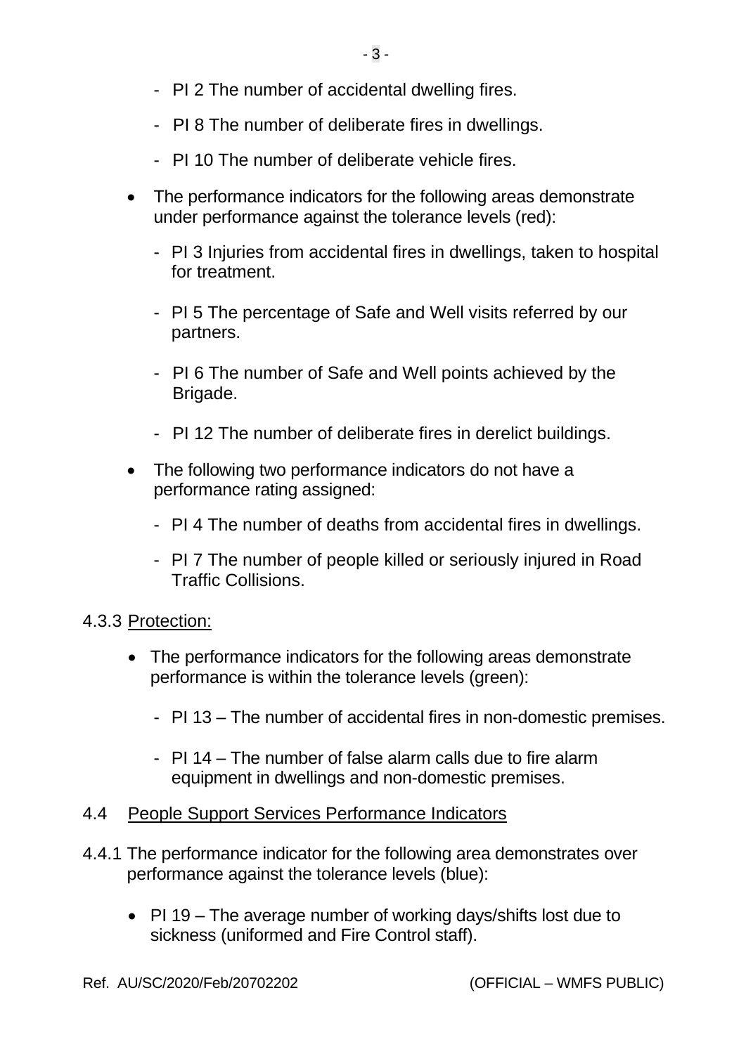- PI 2 The number of accidental dwelling fires.

- PI 8 The number of deliberate fires in dwellings.

- PI 10 The number of deliberate vehicle fires.

- The performance indicators for the following areas demonstrate under performance against the tolerance levels (red):

  - PI 3 Injuries from accidental fires in dwellings, taken to hospital for treatment.

  - PI 5 The percentage of Safe and Well visits referred by our partners.

  - PI 6 The number of Safe and Well points achieved by the Brigade.

  - PI 12 The number of deliberate fires in derelict buildings.

- The following two performance indicators do not have a performance rating assigned:

  - PI 4 The number of deaths from accidental fires in dwellings.

  - PI 7 The number of people killed or seriously injured in Road Traffic Collisions.

4.3.3 <u>Protection:</u>

- The performance indicators for the following areas demonstrate performance is within the tolerance levels (green):

  - PI 13 – The number of accidental fires in non-domestic premises.

  - PI 14 – The number of false alarm calls due to fire alarm equipment in dwellings and non-domestic premises.

4.4 <u>People Support Services Performance Indicators</u>

4.4.1 The performance indicator for the following area demonstrates over performance against the tolerance levels (blue):

- PI 19 – The average number of working days/shifts lost due to sickness (uniformed and Fire Control staff).

Ref. AU/SC/2020/Feb/20702202 (OFFICIAL – WMFS PUBLIC)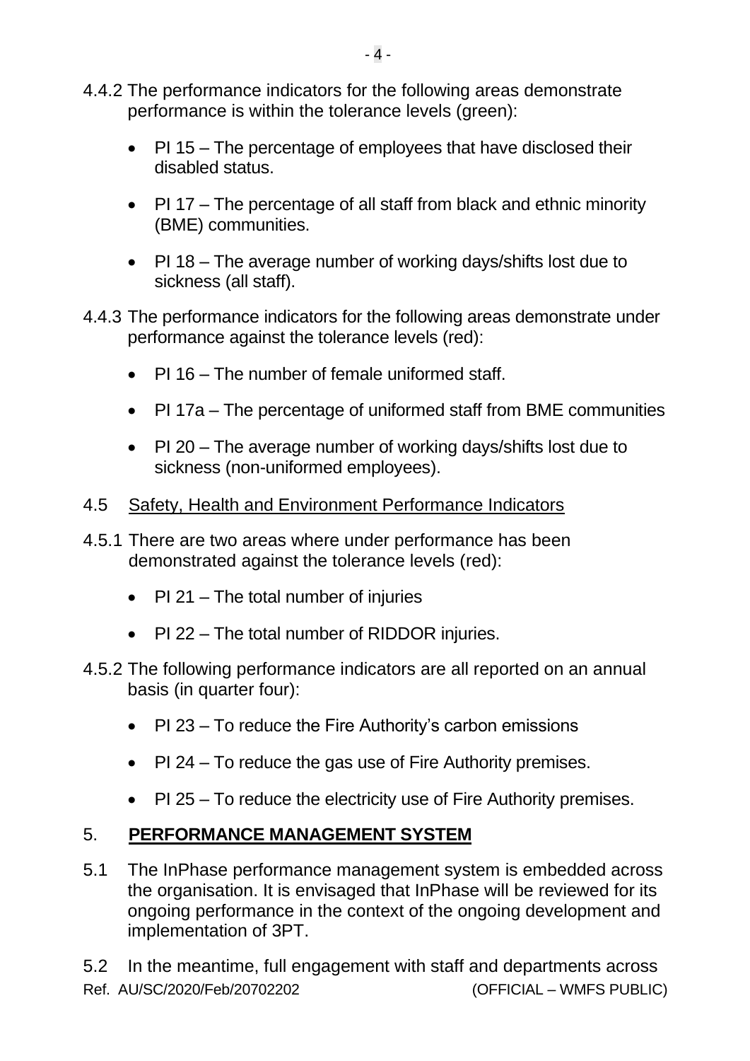4.4.2 The performance indicators for the following areas demonstrate performance is within the tolerance levels (green):

- PI 15 – The percentage of employees that have disclosed their disabled status.
- PI 17 – The percentage of all staff from black and ethnic minority (BME) communities.
- PI 18 – The average number of working days/shifts lost due to sickness (all staff).

4.4.3 The performance indicators for the following areas demonstrate under performance against the tolerance levels (red):

- PI 16 – The number of female uniformed staff.
- PI 17a – The percentage of uniformed staff from BME communities
- PI 20 – The average number of working days/shifts lost due to sickness (non-uniformed employees).

4.5 <u>Safety, Health and Environment Performance Indicators</u>

4.5.1 There are two areas where under performance has been demonstrated against the tolerance levels (red):

- PI 21 – The total number of injuries
- PI 22 – The total number of RIDDOR injuries.

4.5.2 The following performance indicators are all reported on an annual basis (in quarter four):

- PI 23 – To reduce the Fire Authority's carbon emissions
- PI 24 – To reduce the gas use of Fire Authority premises.
- PI 25 – To reduce the electricity use of Fire Authority premises.

## 5. **PERFORMANCE MANAGEMENT SYSTEM**

5.1 The InPhase performance management system is embedded across the organisation. It is envisaged that InPhase will be reviewed for its ongoing performance in the context of the ongoing development and implementation of 3PT.

5.2 In the meantime, full engagement with staff and departments across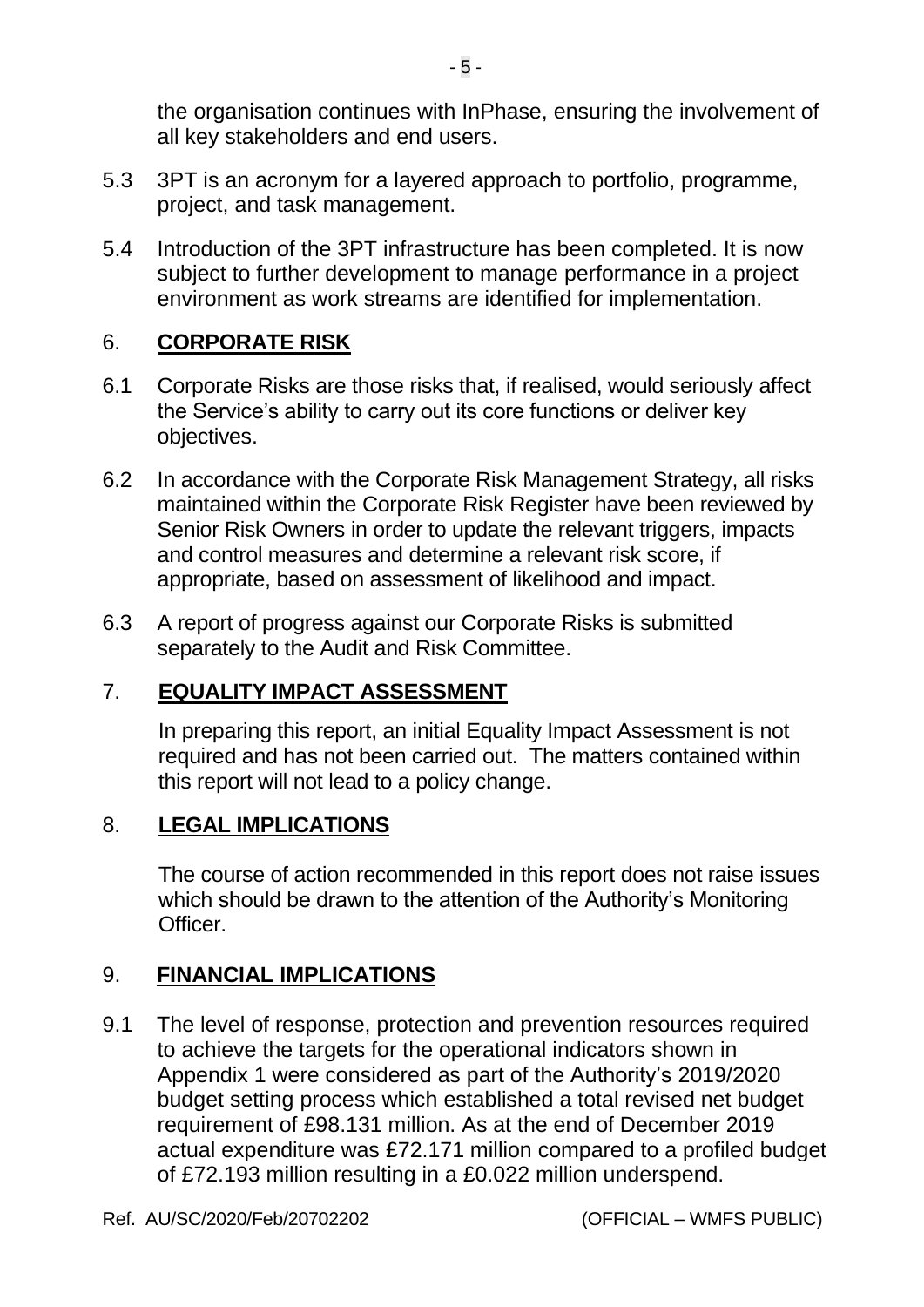the organisation continues with InPhase, ensuring the involvement of all key stakeholders and end users.

5.3 3PT is an acronym for a layered approach to portfolio, programme, project, and task management.

5.4 Introduction of the 3PT infrastructure has been completed. It is now subject to further development to manage performance in a project environment as work streams are identified for implementation.

## 6. CORPORATE RISK

6.1 Corporate Risks are those risks that, if realised, would seriously affect the Service's ability to carry out its core functions or deliver key objectives.

6.2 In accordance with the Corporate Risk Management Strategy, all risks maintained within the Corporate Risk Register have been reviewed by Senior Risk Owners in order to update the relevant triggers, impacts and control measures and determine a relevant risk score, if appropriate, based on assessment of likelihood and impact.

6.3 A report of progress against our Corporate Risks is submitted separately to the Audit and Risk Committee.

## 7. EQUALITY IMPACT ASSESSMENT

In preparing this report, an initial Equality Impact Assessment is not required and has not been carried out. The matters contained within this report will not lead to a policy change.

## 8. LEGAL IMPLICATIONS

The course of action recommended in this report does not raise issues which should be drawn to the attention of the Authority's Monitoring Officer.

## 9. FINANCIAL IMPLICATIONS

9.1 The level of response, protection and prevention resources required to achieve the targets for the operational indicators shown in Appendix 1 were considered as part of the Authority's 2019/2020 budget setting process which established a total revised net budget requirement of £98.131 million. As at the end of December 2019 actual expenditure was £72.171 million compared to a profiled budget of £72.193 million resulting in a £0.022 million underspend.

Ref. AU/SC/2020/Feb/20702202 (OFFICIAL – WMFS PUBLIC)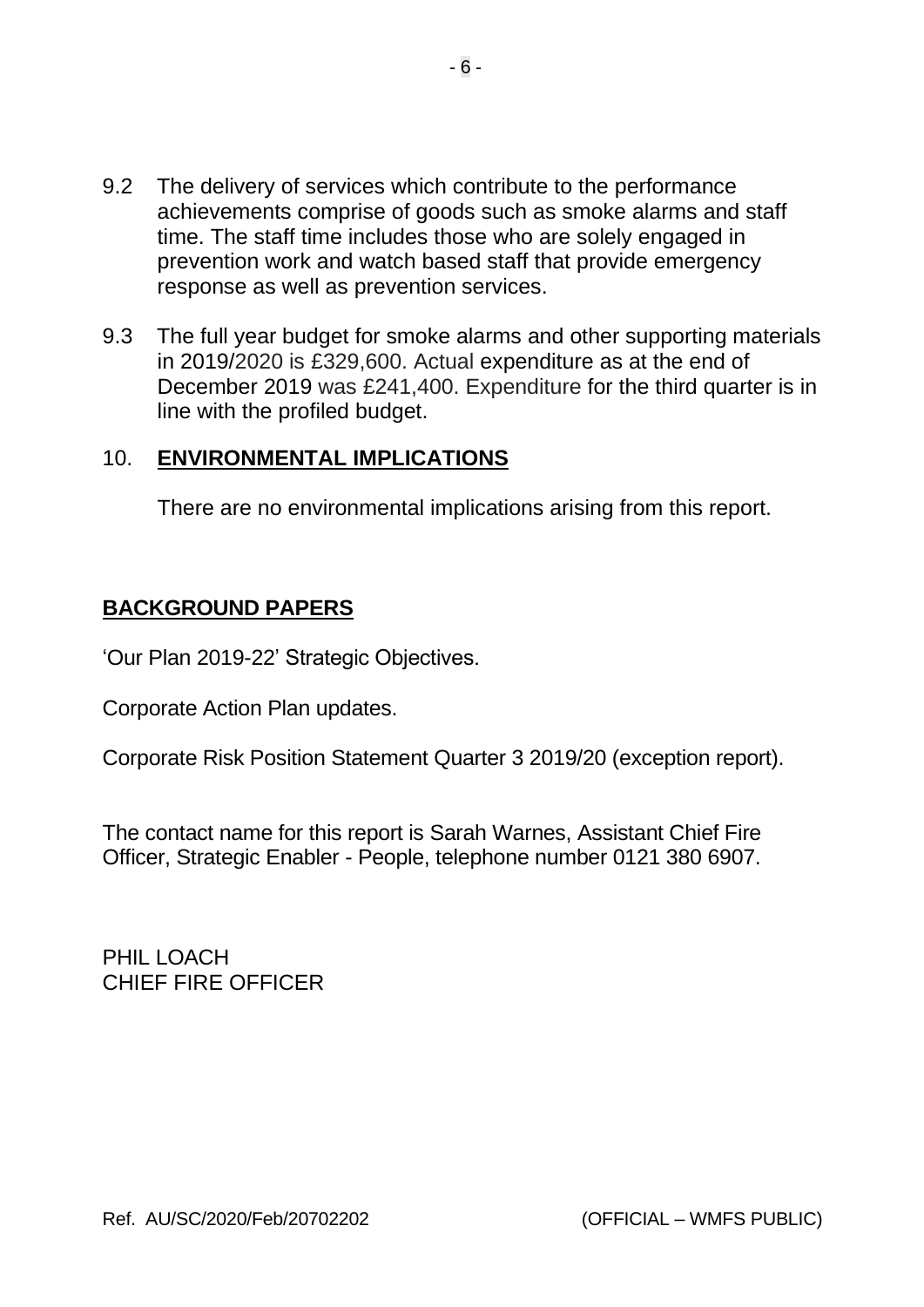9.2 The delivery of services which contribute to the performance achievements comprise of goods such as smoke alarms and staff time. The staff time includes those who are solely engaged in prevention work and watch based staff that provide emergency response as well as prevention services.

9.3 The full year budget for smoke alarms and other supporting materials in 2019/2020 is £329,600. Actual expenditure as at the end of December 2019 was £241,400. Expenditure for the third quarter is in line with the profiled budget.

## 10. ENVIRONMENTAL IMPLICATIONS

There are no environmental implications arising from this report.

## BACKGROUND PAPERS

'Our Plan 2019-22' Strategic Objectives.

Corporate Action Plan updates.

Corporate Risk Position Statement Quarter 3 2019/20 (exception report).

The contact name for this report is Sarah Warnes, Assistant Chief Fire Officer, Strategic Enabler - People, telephone number 0121 380 6907.

PHIL LOACH
CHIEF FIRE OFFICER

Ref. AU/SC/2020/Feb/20702202 (OFFICIAL – WMFS PUBLIC)